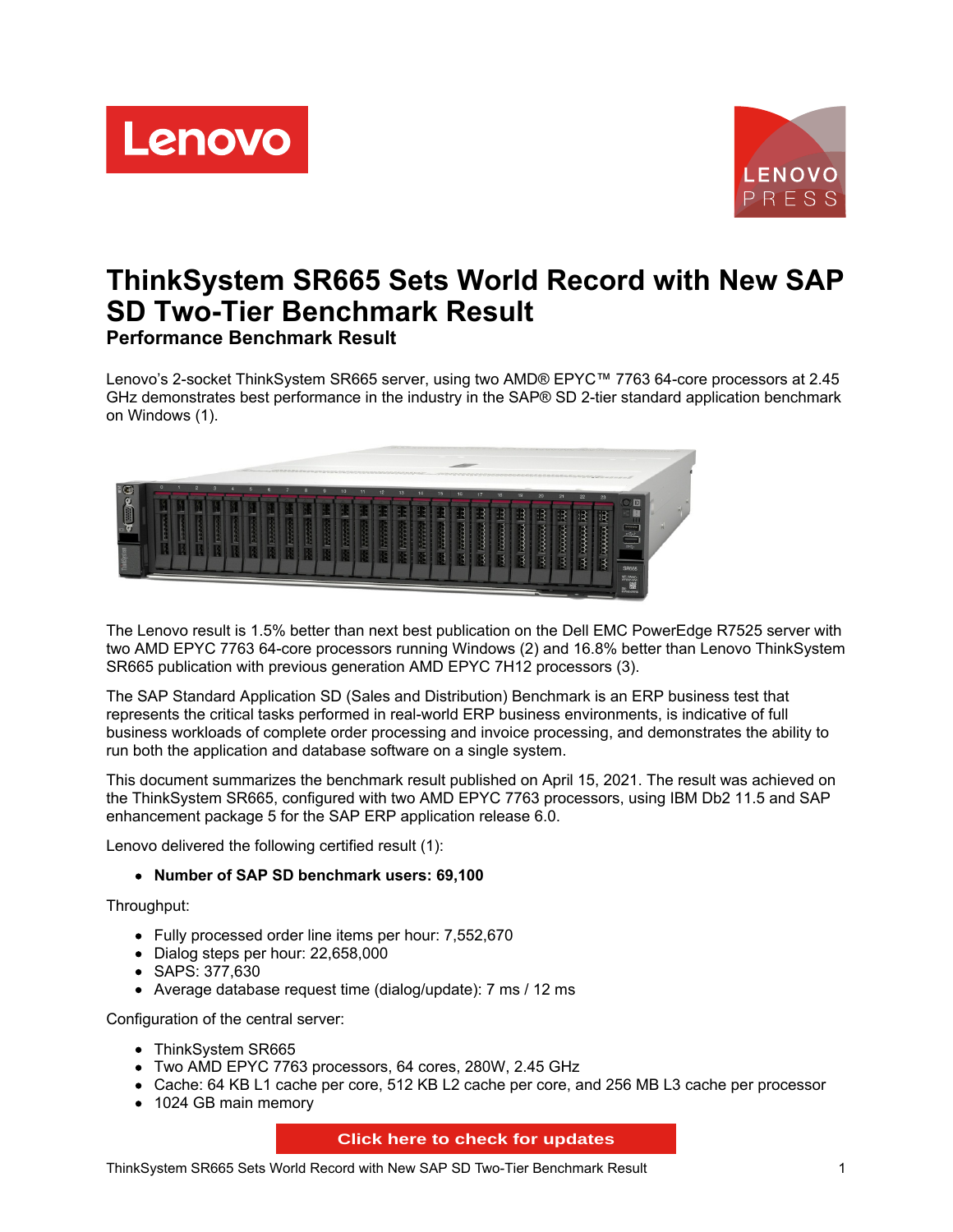# ThinkSystem SR665 Sets World Record with New SAP SD Two-Tier Benchmark Result

## Performance Benchmark Result

Lenovo's 2-socket ThinkSystem SR665 server, using two AMD® EPYC™ 7763 64-core processors at 2.45 GHz demonstrates best performance in the industry in the SAP® SD 2-tier standard application benchmark on Windows (1).

The Lenovo result is 1.5% better than next best publication on the Dell EMC PowerEdge R7525 server with two AMD EPYC 7763 64-core processors running Windows (2) and 16.8% better than Lenovo ThinkSystem SR665 publication with previous generation AMD EPYC 7H12 processors (3).

The SAP Standard Application SD (Sales and Distribution) Benchmark is an ERP business test that represents the critical tasks performed in real-world ERP business environments, is indicative of full business workloads of complete order processing and invoice processing, and demonstrates the ability to run both the application and database software on a single system.

This document summarizes the benchmark result published on April 15, 2021. The result was achieved on the ThinkSystem SR665, configured with two AMD EPYC 7763 processors, using IBM Db2 11.5 and SAP enhancement package 5 for the SAP ERP application release 6.0.

Lenovo delivered the following certified result (1):

- **Number of SAP SD benchmark users: 69,100**

Throughput:

- Fully processed order line items per hour: 7,552,670
- Dialog steps per hour: 22,658,000
- SAPS: 377,630
- Average database request time (dialog/update): 7 ms / 12 ms

Configuration of the central server:

- ThinkSystem SR665
- Two AMD EPYC 7763 processors, 64 cores, 280W, 2.45 GHz
- Cache: 64 KB L1 cache per core, 512 KB L2 cache per core, and 256 MB L3 cache per processor
- 1024 GB main memory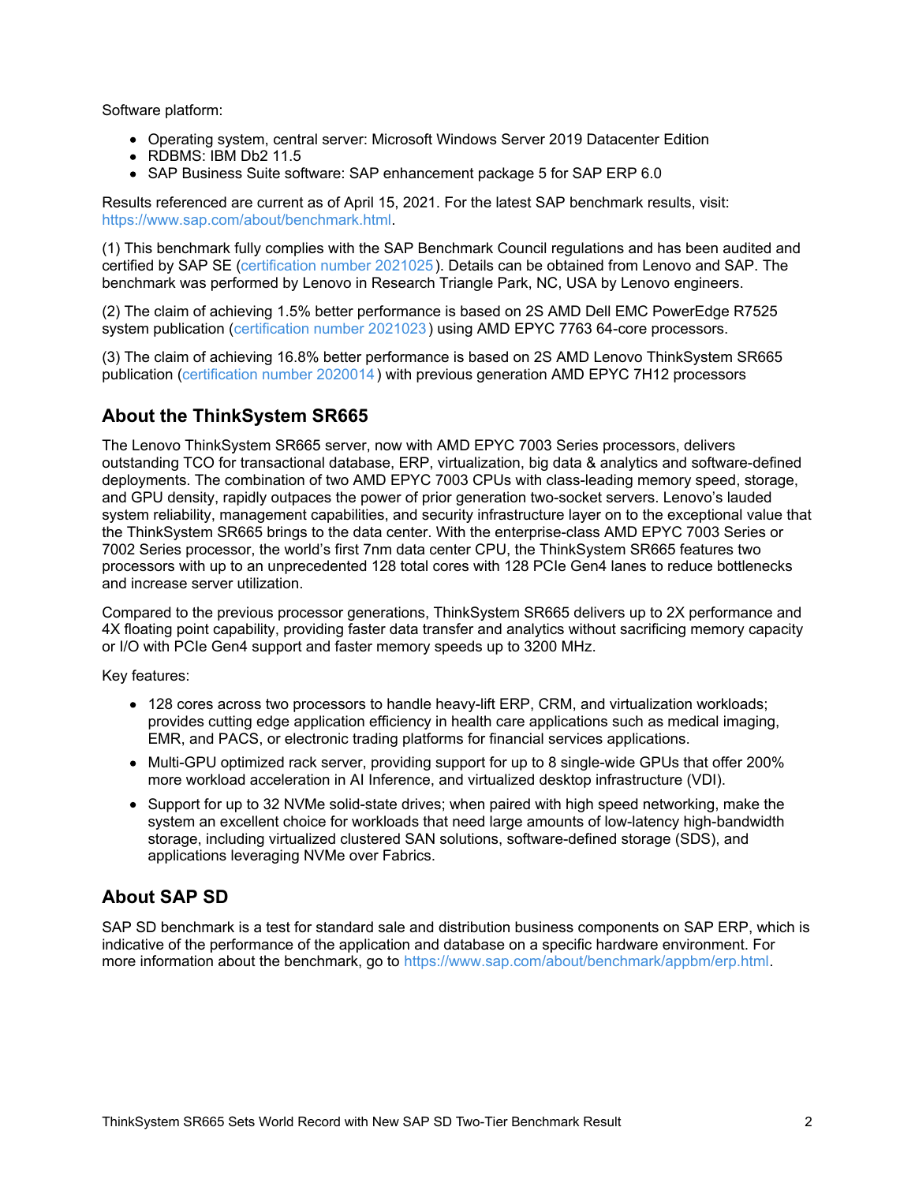Software platform:

- Operating system, central server: Microsoft Windows Server 2019 Datacenter Edition
- RDBMS: IBM Db2 11.5
- SAP Business Suite software: SAP enhancement package 5 for SAP ERP 6.0

Results referenced are current as of April 15, 2021. For the latest SAP benchmark results, visit: https://www.sap.com/about/benchmark.html.

(1) This benchmark fully complies with the SAP Benchmark Council regulations and has been audited and certified by SAP SE (certification number 2021025). Details can be obtained from Lenovo and SAP. The benchmark was performed by Lenovo in Research Triangle Park, NC, USA by Lenovo engineers.

(2) The claim of achieving 1.5% better performance is based on 2S AMD Dell EMC PowerEdge R7525 system publication (certification number 2021023) using AMD EPYC 7763 64-core processors.

(3) The claim of achieving 16.8% better performance is based on 2S AMD Lenovo ThinkSystem SR665 publication (certification number 2020014) with previous generation AMD EPYC 7H12 processors

## About the ThinkSystem SR665

The Lenovo ThinkSystem SR665 server, now with AMD EPYC 7003 Series processors, delivers outstanding TCO for transactional database, ERP, virtualization, big data & analytics and software-defined deployments. The combination of two AMD EPYC 7003 CPUs with class-leading memory speed, storage, and GPU density, rapidly outpaces the power of prior generation two-socket servers. Lenovo's lauded system reliability, management capabilities, and security infrastructure layer on to the exceptional value that the ThinkSystem SR665 brings to the data center. With the enterprise-class AMD EPYC 7003 Series or 7002 Series processor, the world's first 7nm data center CPU, the ThinkSystem SR665 features two processors with up to an unprecedented 128 total cores with 128 PCIe Gen4 lanes to reduce bottlenecks and increase server utilization.

Compared to the previous processor generations, ThinkSystem SR665 delivers up to 2X performance and 4X floating point capability, providing faster data transfer and analytics without sacrificing memory capacity or I/O with PCIe Gen4 support and faster memory speeds up to 3200 MHz.

Key features:

- 128 cores across two processors to handle heavy-lift ERP, CRM, and virtualization workloads; provides cutting edge application efficiency in health care applications such as medical imaging, EMR, and PACS, or electronic trading platforms for financial services applications.
- Multi-GPU optimized rack server, providing support for up to 8 single-wide GPUs that offer 200% more workload acceleration in AI Inference, and virtualized desktop infrastructure (VDI).
- Support for up to 32 NVMe solid-state drives; when paired with high speed networking, make the system an excellent choice for workloads that need large amounts of low-latency high-bandwidth storage, including virtualized clustered SAN solutions, software-defined storage (SDS), and applications leveraging NVMe over Fabrics.

## About SAP SD

SAP SD benchmark is a test for standard sale and distribution business components on SAP ERP, which is indicative of the performance of the application and database on a specific hardware environment. For more information about the benchmark, go to https://www.sap.com/about/benchmark/appbm/erp.html.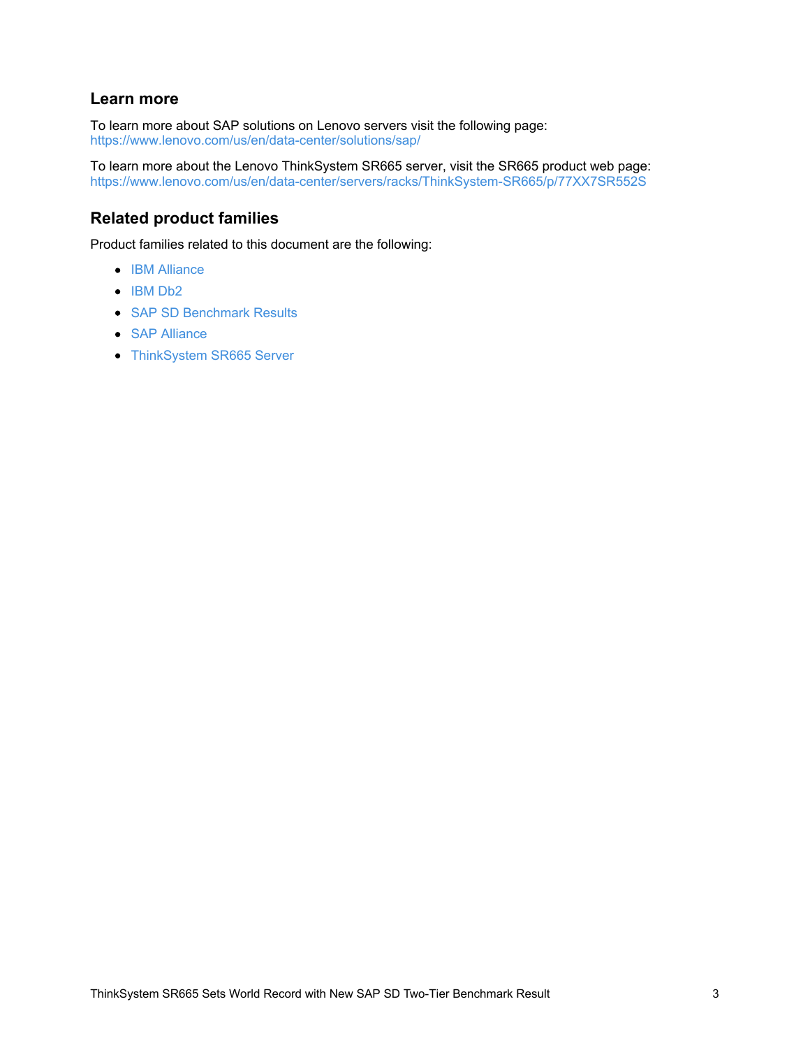## Learn more

To learn more about SAP solutions on Lenovo servers visit the following page:
https://www.lenovo.com/us/en/data-center/solutions/sap/

To learn more about the Lenovo ThinkSystem SR665 server, visit the SR665 product web page:
https://www.lenovo.com/us/en/data-center/servers/racks/ThinkSystem-SR665/p/77XX7SR552S

## Related product families

Product families related to this document are the following:

- IBM Alliance
- IBM Db2
- SAP SD Benchmark Results
- SAP Alliance
- ThinkSystem SR665 Server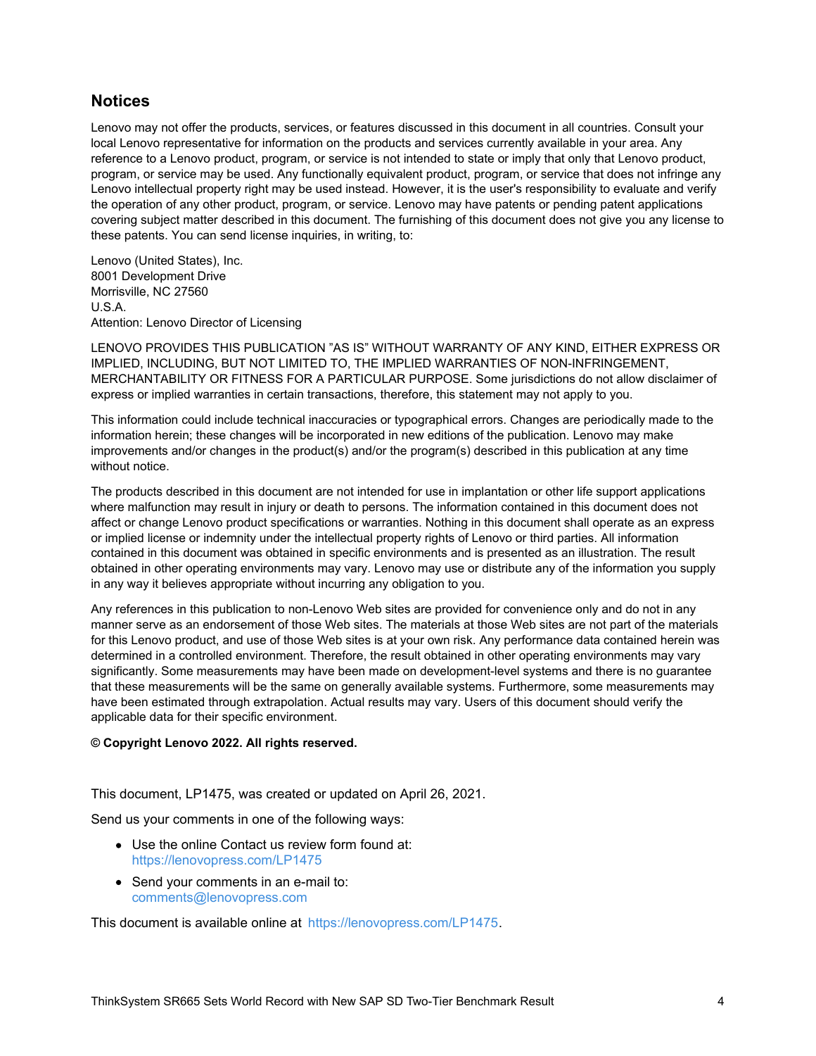## Notices

Lenovo may not offer the products, services, or features discussed in this document in all countries. Consult your local Lenovo representative for information on the products and services currently available in your area. Any reference to a Lenovo product, program, or service is not intended to state or imply that only that Lenovo product, program, or service may be used. Any functionally equivalent product, program, or service that does not infringe any Lenovo intellectual property right may be used instead. However, it is the user's responsibility to evaluate and verify the operation of any other product, program, or service. Lenovo may have patents or pending patent applications covering subject matter described in this document. The furnishing of this document does not give you any license to these patents. You can send license inquiries, in writing, to:

Lenovo (United States), Inc.
8001 Development Drive
Morrisville, NC 27560
U.S.A.
Attention: Lenovo Director of Licensing

LENOVO PROVIDES THIS PUBLICATION "AS IS" WITHOUT WARRANTY OF ANY KIND, EITHER EXPRESS OR IMPLIED, INCLUDING, BUT NOT LIMITED TO, THE IMPLIED WARRANTIES OF NON-INFRINGEMENT, MERCHANTABILITY OR FITNESS FOR A PARTICULAR PURPOSE. Some jurisdictions do not allow disclaimer of express or implied warranties in certain transactions, therefore, this statement may not apply to you.

This information could include technical inaccuracies or typographical errors. Changes are periodically made to the information herein; these changes will be incorporated in new editions of the publication. Lenovo may make improvements and/or changes in the product(s) and/or the program(s) described in this publication at any time without notice.

The products described in this document are not intended for use in implantation or other life support applications where malfunction may result in injury or death to persons. The information contained in this document does not affect or change Lenovo product specifications or warranties. Nothing in this document shall operate as an express or implied license or indemnity under the intellectual property rights of Lenovo or third parties. All information contained in this document was obtained in specific environments and is presented as an illustration. The result obtained in other operating environments may vary. Lenovo may use or distribute any of the information you supply in any way it believes appropriate without incurring any obligation to you.

Any references in this publication to non-Lenovo Web sites are provided for convenience only and do not in any manner serve as an endorsement of those Web sites. The materials at those Web sites are not part of the materials for this Lenovo product, and use of those Web sites is at your own risk. Any performance data contained herein was determined in a controlled environment. Therefore, the result obtained in other operating environments may vary significantly. Some measurements may have been made on development-level systems and there is no guarantee that these measurements will be the same on generally available systems. Furthermore, some measurements may have been estimated through extrapolation. Actual results may vary. Users of this document should verify the applicable data for their specific environment.

**© Copyright Lenovo 2022. All rights reserved.**

This document, LP1475, was created or updated on April 26, 2021.

Send us your comments in one of the following ways:

- Use the online Contact us review form found at:
  https://lenovopress.com/LP1475
- Send your comments in an e-mail to:
  comments@lenovopress.com

This document is available online at https://lenovopress.com/LP1475.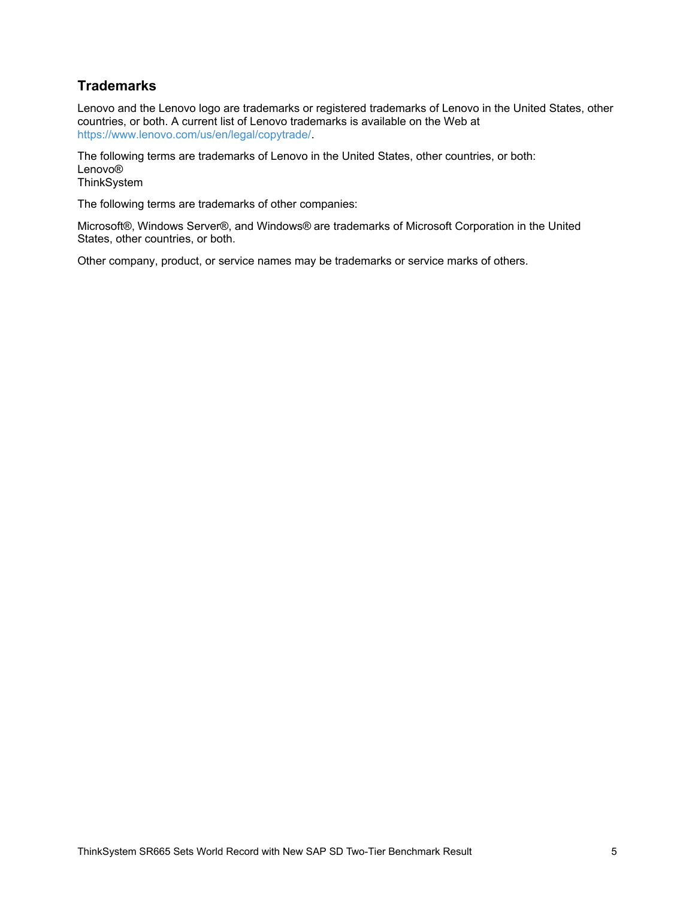## Trademarks

Lenovo and the Lenovo logo are trademarks or registered trademarks of Lenovo in the United States, other countries, or both. A current list of Lenovo trademarks is available on the Web at https://www.lenovo.com/us/en/legal/copytrade/.

The following terms are trademarks of Lenovo in the United States, other countries, or both:
Lenovo®
ThinkSystem

The following terms are trademarks of other companies:

Microsoft®, Windows Server®, and Windows® are trademarks of Microsoft Corporation in the United States, other countries, or both.

Other company, product, or service names may be trademarks or service marks of others.